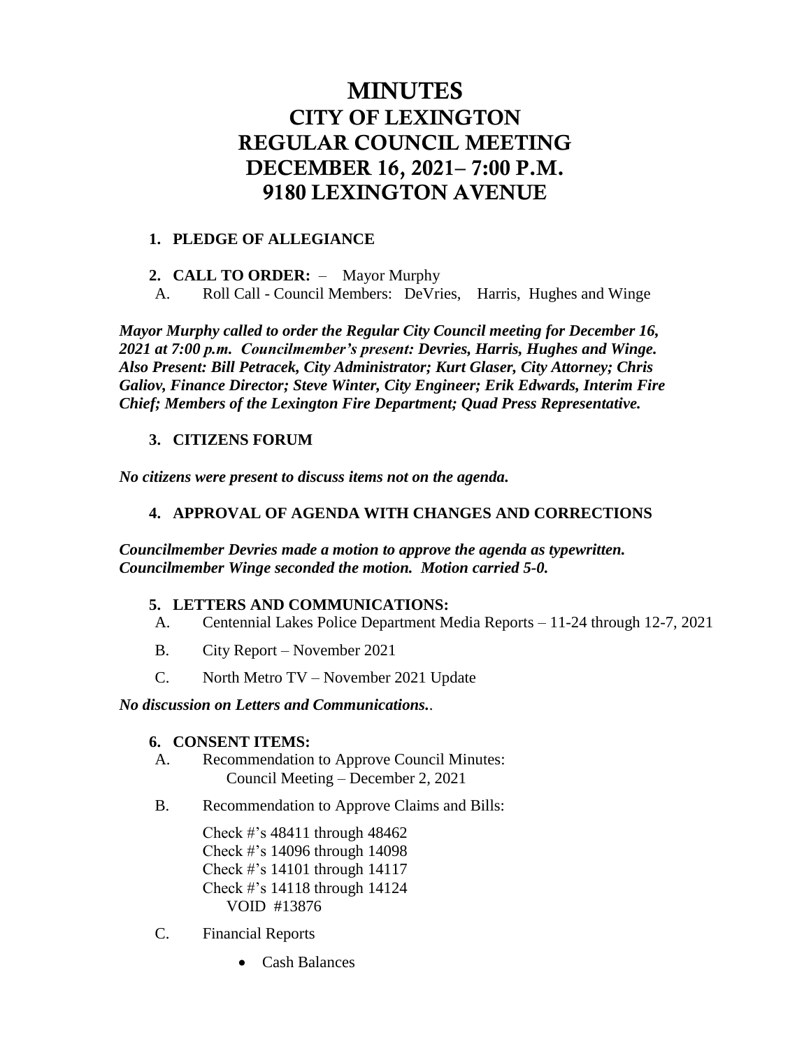# MINUTES
# CITY OF LEXINGTON
# REGULAR COUNCIL MEETING
# DECEMBER 16, 2021– 7:00 P.M.
# 9180 LEXINGTON AVENUE

1. **PLEDGE OF ALLEGIANCE**

2. **CALL TO ORDER:** – Mayor Murphy

   A. Roll Call - Council Members: DeVries, Harris, Hughes and Winge

***Mayor Murphy called to order the Regular City Council meeting for December 16, 2021 at 7:00 p.m. Councilmember's present: Devries, Harris, Hughes and Winge. Also Present: Bill Petracek, City Administrator; Kurt Glaser, City Attorney; Chris Galiov, Finance Director; Steve Winter, City Engineer; Erik Edwards, Interim Fire Chief; Members of the Lexington Fire Department; Quad Press Representative.***

3. **CITIZENS FORUM**

***No citizens were present to discuss items not on the agenda.***

4. **APPROVAL OF AGENDA WITH CHANGES AND CORRECTIONS**

***Councilmember Devries made a motion to approve the agenda as typewritten. Councilmember Winge seconded the motion. Motion carried 5-0.***

5. **LETTERS AND COMMUNICATIONS:**

   A. Centennial Lakes Police Department Media Reports – 11-24 through 12-7, 2021

   B. City Report – November 2021

   C. North Metro TV – November 2021 Update

***No discussion on Letters and Communications..***

6. **CONSENT ITEMS:**

   A. Recommendation to Approve Council Minutes:
      Council Meeting – December 2, 2021

   B. Recommendation to Approve Claims and Bills:

      Check #'s 48411 through 48462
      Check #'s 14096 through 14098
      Check #'s 14101 through 14117
      Check #'s 14118 through 14124
      VOID #13876

   C. Financial Reports

      - Cash Balances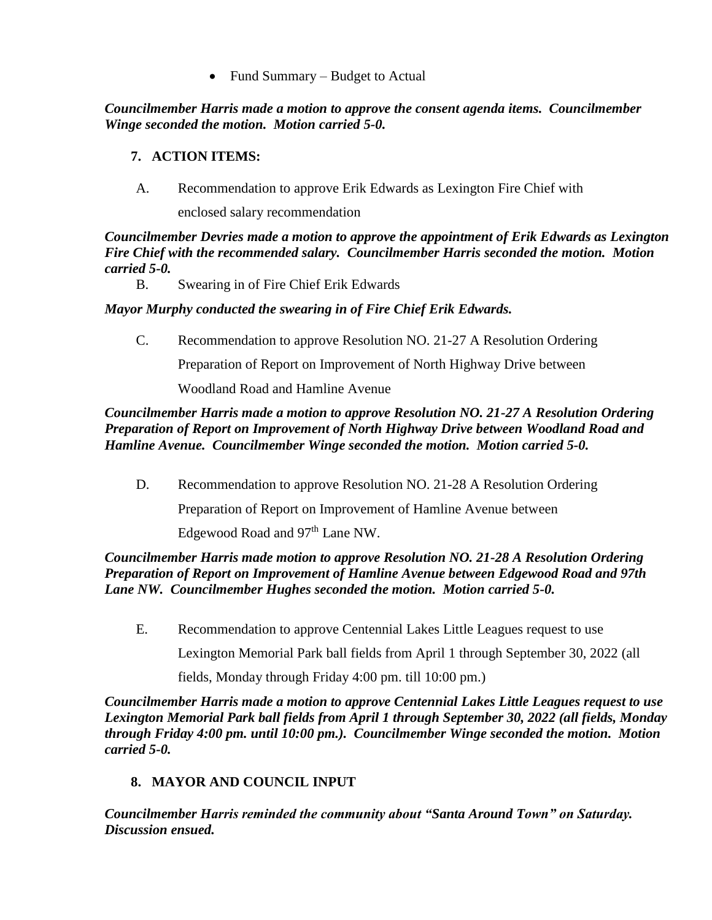- Fund Summary – Budget to Actual

***Councilmember Harris made a motion to approve the consent agenda items. Councilmember Winge seconded the motion. Motion carried 5-0.***

## 7. ACTION ITEMS:

A. Recommendation to approve Erik Edwards as Lexington Fire Chief with enclosed salary recommendation

***Councilmember Devries made a motion to approve the appointment of Erik Edwards as Lexington Fire Chief with the recommended salary. Councilmember Harris seconded the motion. Motion carried 5-0.***

B. Swearing in of Fire Chief Erik Edwards

***Mayor Murphy conducted the swearing in of Fire Chief Erik Edwards.***

C. Recommendation to approve Resolution NO. 21-27 A Resolution Ordering Preparation of Report on Improvement of North Highway Drive between Woodland Road and Hamline Avenue

***Councilmember Harris made a motion to approve Resolution NO. 21-27 A Resolution Ordering Preparation of Report on Improvement of North Highway Drive between Woodland Road and Hamline Avenue. Councilmember Winge seconded the motion. Motion carried 5-0.***

D. Recommendation to approve Resolution NO. 21-28 A Resolution Ordering Preparation of Report on Improvement of Hamline Avenue between Edgewood Road and 97th Lane NW.

***Councilmember Harris made motion to approve Resolution NO. 21-28 A Resolution Ordering Preparation of Report on Improvement of Hamline Avenue between Edgewood Road and 97th Lane NW. Councilmember Hughes seconded the motion. Motion carried 5-0.***

E. Recommendation to approve Centennial Lakes Little Leagues request to use Lexington Memorial Park ball fields from April 1 through September 30, 2022 (all fields, Monday through Friday 4:00 pm. till 10:00 pm.)

***Councilmember Harris made a motion to approve Centennial Lakes Little Leagues request to use Lexington Memorial Park ball fields from April 1 through September 30, 2022 (all fields, Monday through Friday 4:00 pm. until 10:00 pm.). Councilmember Winge seconded the motion. Motion carried 5-0.***

## 8. MAYOR AND COUNCIL INPUT

***Councilmember Harris reminded the community about "Santa Around Town" on Saturday. Discussion ensued.***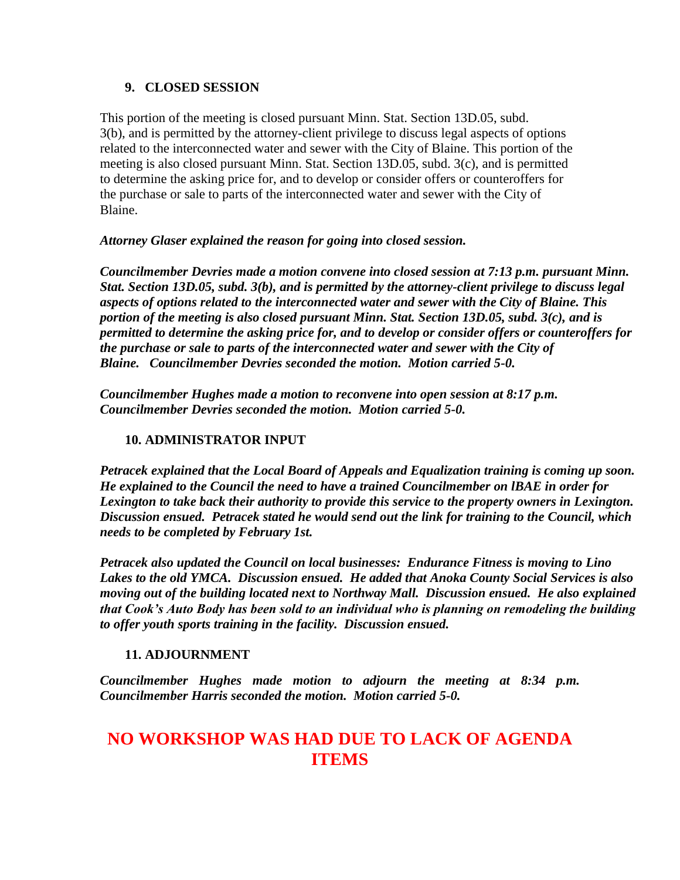### 9. CLOSED SESSION

This portion of the meeting is closed pursuant Minn. Stat. Section 13D.05, subd. 3(b), and is permitted by the attorney-client privilege to discuss legal aspects of options related to the interconnected water and sewer with the City of Blaine. This portion of the meeting is also closed pursuant Minn. Stat. Section 13D.05, subd. 3(c), and is permitted to determine the asking price for, and to develop or consider offers or counteroffers for the purchase or sale to parts of the interconnected water and sewer with the City of Blaine.

***Attorney Glaser explained the reason for going into closed session.***

***Councilmember Devries made a motion convene into closed session at 7:13 p.m. pursuant Minn. Stat. Section 13D.05, subd. 3(b), and is permitted by the attorney-client privilege to discuss legal aspects of options related to the interconnected water and sewer with the City of Blaine. This portion of the meeting is also closed pursuant Minn. Stat. Section 13D.05, subd. 3(c), and is permitted to determine the asking price for, and to develop or consider offers or counteroffers for the purchase or sale to parts of the interconnected water and sewer with the City of Blaine. Councilmember Devries seconded the motion. Motion carried 5-0.***

***Councilmember Hughes made a motion to reconvene into open session at 8:17 p.m. Councilmember Devries seconded the motion. Motion carried 5-0.***

### 10. ADMINISTRATOR INPUT

***Petracek explained that the Local Board of Appeals and Equalization training is coming up soon. He explained to the Council the need to have a trained Councilmember on lBAE in order for Lexington to take back their authority to provide this service to the property owners in Lexington. Discussion ensued. Petracek stated he would send out the link for training to the Council, which needs to be completed by February 1st.***

***Petracek also updated the Council on local businesses: Endurance Fitness is moving to Lino Lakes to the old YMCA. Discussion ensued. He added that Anoka County Social Services is also moving out of the building located next to Northway Mall. Discussion ensued. He also explained that Cook's Auto Body has been sold to an individual who is planning on remodeling the building to offer youth sports training in the facility. Discussion ensued.***

### 11. ADJOURNMENT

***Councilmember Hughes made motion to adjourn the meeting at 8:34 p.m. Councilmember Harris seconded the motion. Motion carried 5-0.***

## NO WORKSHOP WAS HAD DUE TO LACK OF AGENDA ITEMS